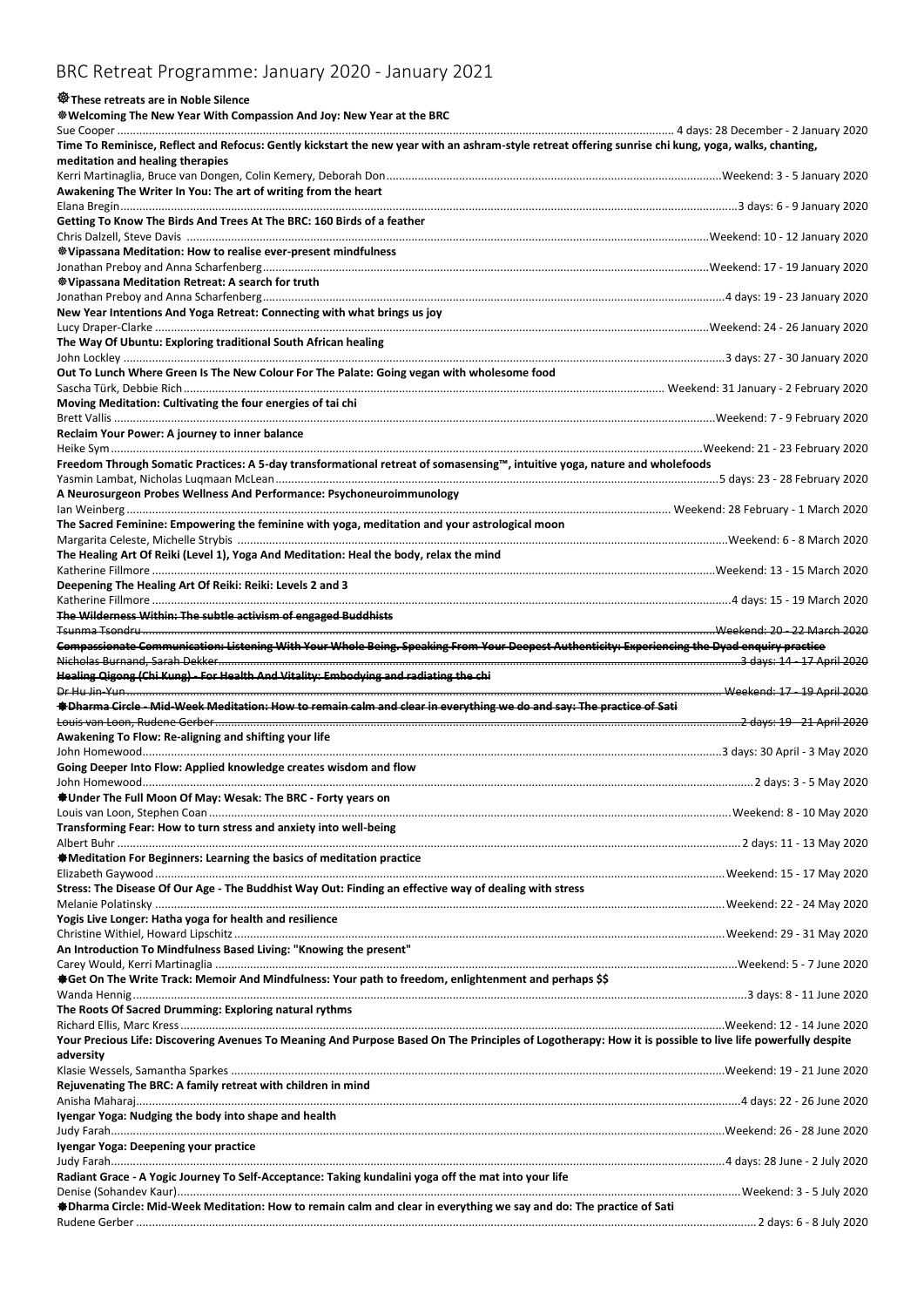# BRC Retreat Programme: January 2020 - January 2021

**☸ These retreats are in Noble Silence**

**☸ Welcoming The New Year With Compassion And Joy: New Year at the BRC**
Sue Cooper ........ 4 days: 28 December - 2 January 2020

**Time To Reminisce, Reflect and Refocus: Gently kickstart the new year with an ashram-style retreat offering sunrise chi kung, yoga, walks, chanting, meditation and healing therapies**
Kerri Martinaglia, Bruce van Dongen, Colin Kemery, Deborah Don ........ Weekend: 3 - 5 January 2020

**Awakening The Writer In You: The art of writing from the heart**
Elana Bregin ........ 3 days: 6 - 9 January 2020

**Getting To Know The Birds And Trees At The BRC: 160 Birds of a feather**
Chris Dalzell, Steve Davis ........ Weekend: 10 - 12 January 2020

**☸ Vipassana Meditation: How to realise ever-present mindfulness**
Jonathan Preboy and Anna Scharfenberg ........ Weekend: 17 - 19 January 2020

**☸ Vipassana Meditation Retreat: A search for truth**
Jonathan Preboy and Anna Scharfenberg ........ 4 days: 19 - 23 January 2020

**New Year Intentions And Yoga Retreat: Connecting with what brings us joy**
Lucy Draper-Clarke ........ Weekend: 24 - 26 January 2020

**The Way Of Ubuntu: Exploring traditional South African healing**
John Lockley ........ 3 days: 27 - 30 January 2020

**Out To Lunch Where Green Is The New Colour For The Palate: Going vegan with wholesome food**
Sascha Türk, Debbie Rich ........ Weekend: 31 January - 2 February 2020

**Moving Meditation: Cultivating the four energies of tai chi**
Brett Vallis ........ Weekend: 7 - 9 February 2020

**Reclaim Your Power: A journey to inner balance**
Heike Sym ........ Weekend: 21 - 23 February 2020

**Freedom Through Somatic Practices: A 5-day transformational retreat of somasensing™, intuitive yoga, nature and wholefoods**
Yasmin Lambat, Nicholas Luqmaan McLean ........ 5 days: 23 - 28 February 2020

**A Neurosurgeon Probes Wellness And Performance: Psychoneuroimmunology**
Ian Weinberg ........ Weekend: 28 February - 1 March 2020

**The Sacred Feminine: Empowering the feminine with yoga, meditation and your astrological moon**
Margarita Celeste, Michelle Strybis ........ Weekend: 6 - 8 March 2020

**The Healing Art Of Reiki (Level 1), Yoga And Meditation: Heal the body, relax the mind**
Katherine Fillmore ........ Weekend: 13 - 15 March 2020

**Deepening The Healing Art Of Reiki: Reiki: Levels 2 and 3**
Katherine Fillmore ........ 4 days: 15 - 19 March 2020

~~**The Wilderness Within: The subtle activism of engaged Buddhists**~~
~~Tsunma Tsondru ........ Weekend: 20 - 22 March 2020~~

~~**Compassionate Communication: Listening With Your Whole Being. Speaking From Your Deepest Authenticity: Experiencing the Dyad enquiry practice**~~
~~Nicholas Burnand, Sarah Dekker ........ 3 days: 14 - 17 April 2020~~

~~**Healing Qigong (Chi Kung) - For Health And Vitality: Embodying and radiating the chi**~~
~~Dr Hu Jin-Yun ........ Weekend: 17 - 19 April 2020~~

~~**☸ Dharma Circle - Mid-Week Meditation: How to remain calm and clear in everything we do and say: The practice of Sati**~~
~~Louis van Loon, Rudene Gerber ........ 2 days: 19 - 21 April 2020~~

**Awakening To Flow: Re-aligning and shifting your life**
John Homewood ........ 3 days: 30 April - 3 May 2020

**Going Deeper Into Flow: Applied knowledge creates wisdom and flow**
John Homewood ........ 2 days: 3 - 5 May 2020

**☸ Under The Full Moon Of May: Wesak: The BRC - Forty years on**
Louis van Loon, Stephen Coan ........ Weekend: 8 - 10 May 2020

**Transforming Fear: How to turn stress and anxiety into well-being**
Albert Buhr ........ 2 days: 11 - 13 May 2020

**☸ Meditation For Beginners: Learning the basics of meditation practice**
Elizabeth Gaywood ........ Weekend: 15 - 17 May 2020

**Stress: The Disease Of Our Age - The Buddhist Way Out: Finding an effective way of dealing with stress**
Melanie Polatinsky ........ Weekend: 22 - 24 May 2020

**Yogis Live Longer: Hatha yoga for health and resilience**
Christine Withiel, Howard Lipschitz ........ Weekend: 29 - 31 May 2020

**An Introduction To Mindfulness Based Living: "Knowing the present"**
Carey Would, Kerri Martinaglia ........ Weekend: 5 - 7 June 2020

**☸ Get On The Write Track: Memoir And Mindfulness: Your path to freedom, enlightenment and perhaps $$**
Wanda Hennig ........ 3 days: 8 - 11 June 2020

**The Roots Of Sacred Drumming: Exploring natural rythms**
Richard Ellis, Marc Kress ........ Weekend: 12 - 14 June 2020

**Your Precious Life: Discovering Avenues To Meaning And Purpose Based On The Principles of Logotherapy: How it is possible to live life powerfully despite adversity**
Klasie Wessels, Samantha Sparkes ........ Weekend: 19 - 21 June 2020

**Rejuvenating The BRC: A family retreat with children in mind**
Anisha Maharaj ........ 4 days: 22 - 26 June 2020

**Iyengar Yoga: Nudging the body into shape and health**
Judy Farah ........ Weekend: 26 - 28 June 2020

**Iyengar Yoga: Deepening your practice**
Judy Farah ........ 4 days: 28 June - 2 July 2020

**Radiant Grace - A Yogic Journey To Self-Acceptance: Taking kundalini yoga off the mat into your life**
Denise (Sohandev Kaur) ........ Weekend: 3 - 5 July 2020

**☸ Dharma Circle: Mid-Week Meditation: How to remain calm and clear in everything we say and do: The practice of Sati**
Rudene Gerber ........ 2 days: 6 - 8 July 2020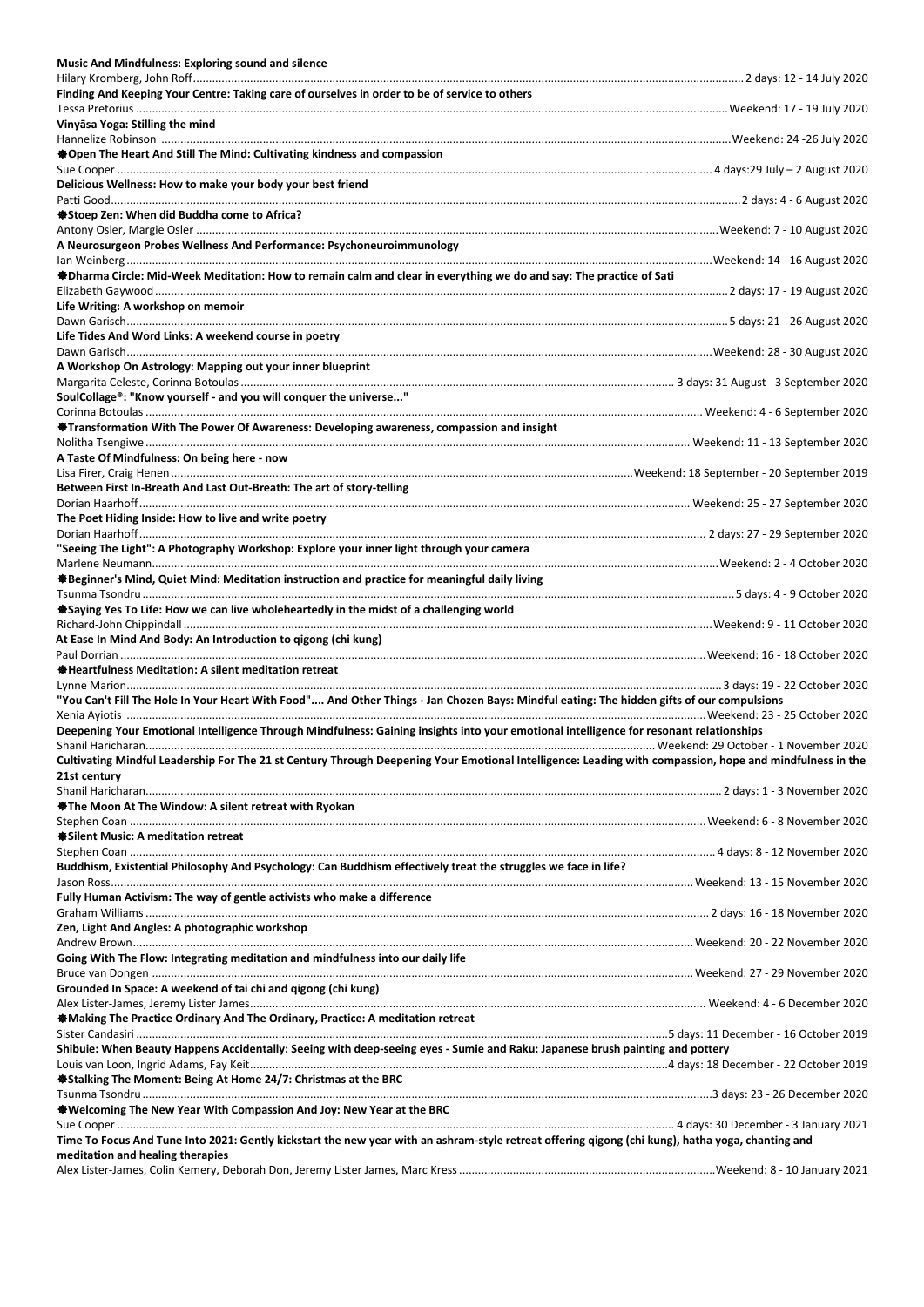**Music And Mindfulness: Exploring sound and silence**
Hilary Kromberg, John Roff........................................................................................................................................2 days: 12 - 14 July 2020

**Finding And Keeping Your Centre: Taking care of ourselves in order to be of service to others**
Tessa Pretorius ........................................................................................................................................Weekend: 17 - 19 July 2020

**Vinyāsa Yoga: Stilling the mind**
Hannelize Robinson ........................................................................................................................................Weekend: 24 -26 July 2020

**❋Open The Heart And Still The Mind: Cultivating kindness and compassion**
Sue Cooper ........................................................................................................................................4 days:29 July – 2 August 2020

**Delicious Wellness: How to make your body your best friend**
Patti Good........................................................................................................................................2 days: 4 - 6 August 2020

**❋Stoep Zen: When did Buddha come to Africa?**
Antony Osler, Margie Osler ........................................................................................................................................Weekend: 7 - 10 August 2020

**A Neurosurgeon Probes Wellness And Performance: Psychoneuroimmunology**
Ian Weinberg ........................................................................................................................................Weekend: 14 - 16 August 2020

**❋Dharma Circle: Mid-Week Meditation: How to remain calm and clear in everything we do and say: The practice of Sati**
Elizabeth Gaywood ........................................................................................................................................2 days: 17 - 19 August 2020

**Life Writing: A workshop on memoir**
Dawn Garisch........................................................................................................................................5 days: 21 - 26 August 2020

**Life Tides And Word Links: A weekend course in poetry**
Dawn Garisch........................................................................................................................................Weekend: 28 - 30 August 2020

**A Workshop On Astrology: Mapping out your inner blueprint**
Margarita Celeste, Corinna Botoulas ........................................................................................................................................3 days: 31 August - 3 September 2020

**SoulCollage®: "Know yourself - and you will conquer the universe..."**
Corinna Botoulas ........................................................................................................................................Weekend: 4 - 6 September 2020

**❋Transformation With The Power Of Awareness: Developing awareness, compassion and insight**
Nolitha Tsengiwe ........................................................................................................................................Weekend: 11 - 13 September 2020

**A Taste Of Mindfulness: On being here - now**
Lisa Firer, Craig Henen ........................................................................................................................................Weekend: 18 September - 20 September 2019

**Between First In-Breath And Last Out-Breath: The art of story-telling**
Dorian Haarhoff ........................................................................................................................................Weekend: 25 - 27 September 2020

**The Poet Hiding Inside: How to live and write poetry**
Dorian Haarhoff ........................................................................................................................................2 days: 27 - 29 September 2020

**"Seeing The Light": A Photography Workshop: Explore your inner light through your camera**
Marlene Neumann........................................................................................................................................Weekend: 2 - 4 October 2020

**❋Beginner's Mind, Quiet Mind: Meditation instruction and practice for meaningful daily living**
Tsunma Tsondru ........................................................................................................................................5 days: 4 - 9 October 2020

**❋Saying Yes To Life: How we can live wholeheartedly in the midst of a challenging world**
Richard-John Chippindall ........................................................................................................................................Weekend: 9 - 11 October 2020

**At Ease In Mind And Body: An Introduction to qigong (chi kung)**
Paul Dorrian ........................................................................................................................................Weekend: 16 - 18 October 2020

**❋Heartfulness Meditation: A silent meditation retreat**
Lynne Marion........................................................................................................................................3 days: 19 - 22 October 2020

**"You Can't Fill The Hole In Your Heart With Food".... And Other Things - Jan Chozen Bays: Mindful eating: The hidden gifts of our compulsions**
Xenia Ayiotis ........................................................................................................................................Weekend: 23 - 25 October 2020

**Deepening Your Emotional Intelligence Through Mindfulness: Gaining insights into your emotional intelligence for resonant relationships**
Shanil Haricharan........................................................................................................................................Weekend: 29 October - 1 November 2020

**Cultivating Mindful Leadership For The 21 st Century Through Deepening Your Emotional Intelligence: Leading with compassion, hope and mindfulness in the 21st century**
Shanil Haricharan........................................................................................................................................2 days: 1 - 3 November 2020

**❋The Moon At The Window: A silent retreat with Ryokan**
Stephen Coan ........................................................................................................................................Weekend: 6 - 8 November 2020

**❋Silent Music: A meditation retreat**
Stephen Coan ........................................................................................................................................4 days: 8 - 12 November 2020

**Buddhism, Existential Philosophy And Psychology: Can Buddhism effectively treat the struggles we face in life?**
Jason Ross........................................................................................................................................Weekend: 13 - 15 November 2020

**Fully Human Activism: The way of gentle activists who make a difference**
Graham Williams ........................................................................................................................................2 days: 16 - 18 November 2020

**Zen, Light And Angles: A photographic workshop**
Andrew Brown........................................................................................................................................Weekend: 20 - 22 November 2020

**Going With The Flow: Integrating meditation and mindfulness into our daily life**
Bruce van Dongen ........................................................................................................................................Weekend: 27 - 29 November 2020

**Grounded In Space: A weekend of tai chi and qigong (chi kung)**
Alex Lister-James, Jeremy Lister James........................................................................................................................................Weekend: 4 - 6 December 2020

**❋Making The Practice Ordinary And The Ordinary, Practice: A meditation retreat**
Sister Candasiri ........................................................................................................................................5 days: 11 December - 16 October 2019

**Shibuie: When Beauty Happens Accidentally: Seeing with deep-seeing eyes - Sumie and Raku: Japanese brush painting and pottery**
Louis van Loon, Ingrid Adams, Fay Keit........................................................................................................................................4 days: 18 December - 22 October 2019

**❋Stalking The Moment: Being At Home 24/7: Christmas at the BRC**
Tsunma Tsondru ........................................................................................................................................3 days: 23 - 26 December 2020

**❋Welcoming The New Year With Compassion And Joy: New Year at the BRC**
Sue Cooper ........................................................................................................................................4 days: 30 December - 3 January 2021

**Time To Focus And Tune Into 2021: Gently kickstart the new year with an ashram-style retreat offering qigong (chi kung), hatha yoga, chanting and meditation and healing therapies**
Alex Lister-James, Colin Kemery, Deborah Don, Jeremy Lister James, Marc Kress ........................................................................................................................................Weekend: 8 - 10 January 2021